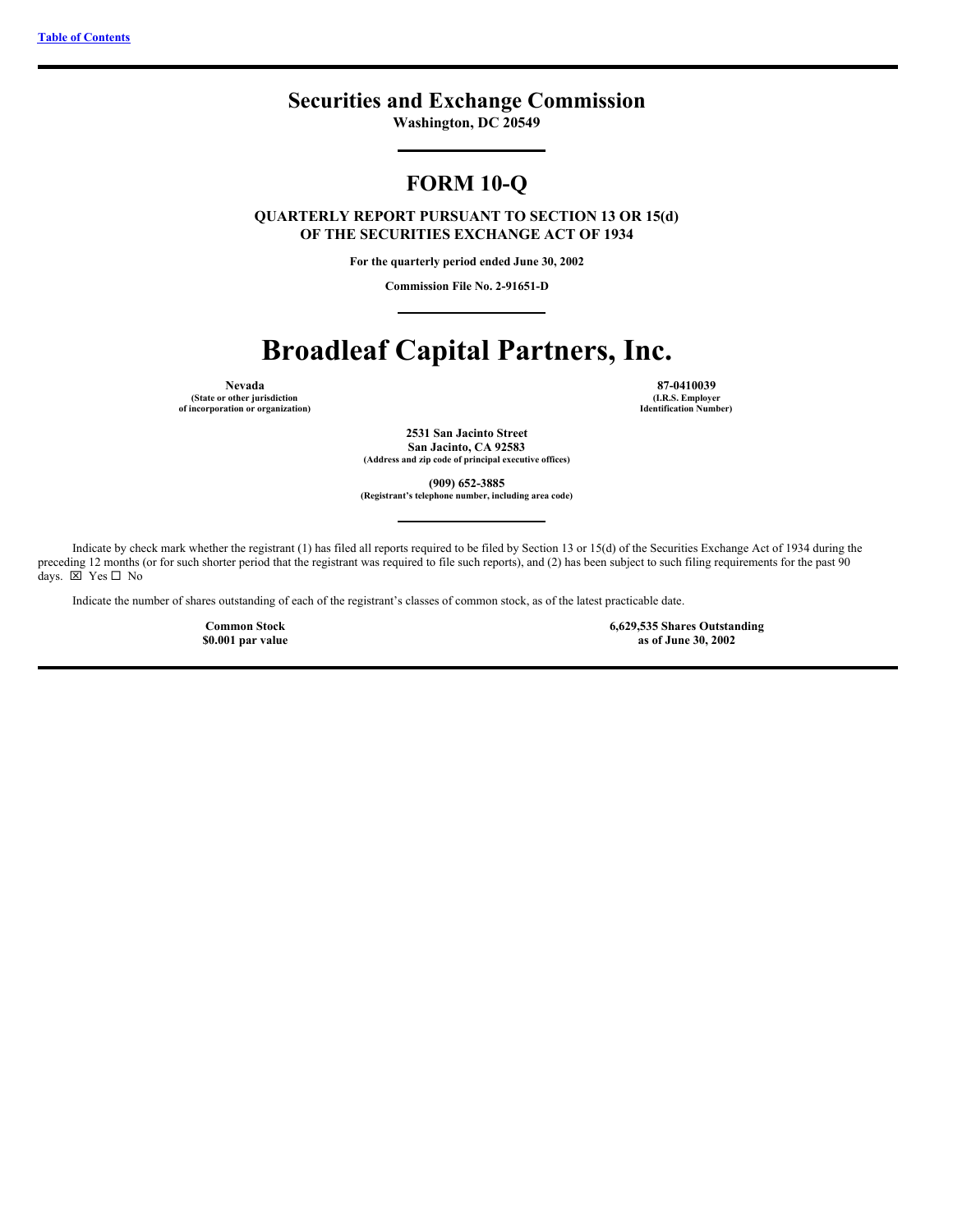Table of Contents

# Securities and Exchange Commission

**Washington, DC 20549**

## FORM 10-Q

**QUARTERLY REPORT PURSUANT TO SECTION 13 OR 15(d)
OF THE SECURITIES EXCHANGE ACT OF 1934**

**For the quarterly period ended June 30, 2002**

**Commission File No. 2-91651-D**

# Broadleaf Capital Partners, Inc.

| **Nevada** | **87-0410039** |
|---|---|
| **(State or other jurisdiction of incorporation or organization)** | **(I.R.S. Employer Identification Number)** |

**2531 San Jacinto Street
San Jacinto, CA 92583**
**(Address and zip code of principal executive offices)**

**(909) 652-3885**
**(Registrant's telephone number, including area code)**

Indicate by check mark whether the registrant (1) has filed all reports required to be filed by Section 13 or 15(d) of the Securities Exchange Act of 1934 during the preceding 12 months (or for such shorter period that the registrant was required to file such reports), and (2) has been subject to such filing requirements for the past 90 days. ☒ Yes ☐ No

Indicate the number of shares outstanding of each of the registrant's classes of common stock, as of the latest practicable date.

| **Common Stock** | **6,629,535 Shares Outstanding** |
|---|---|
| **$0.001 par value** | **as of June 30, 2002** |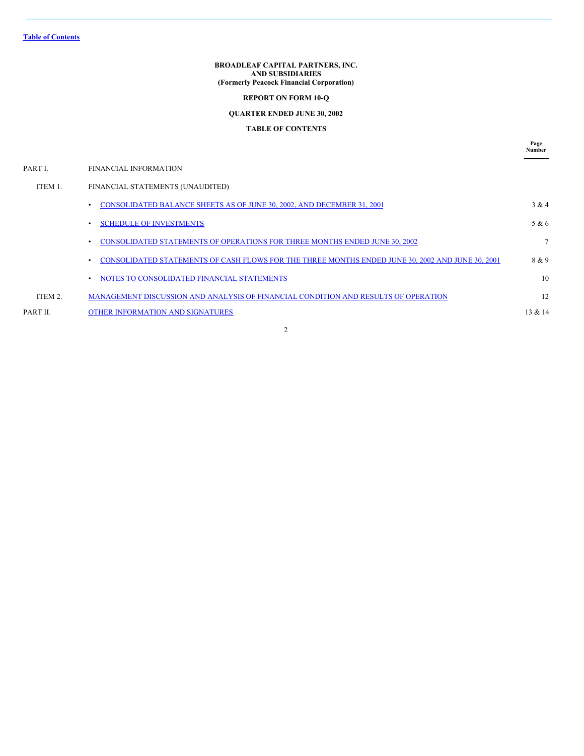Table of Contents

**BROADLEAF CAPITAL PARTNERS, INC.**
**AND SUBSIDIARIES**
**(Formerly Peacock Financial Corporation)**

**REPORT ON FORM 10-Q**

**QUARTER ENDED JUNE 30, 2002**

**TABLE OF CONTENTS**

| | | Page Number |
|---|---|---|
| PART I. | FINANCIAL INFORMATION | |
| ITEM 1. | FINANCIAL STATEMENTS (UNAUDITED) | |
| | • CONSOLIDATED BALANCE SHEETS AS OF JUNE 30, 2002, AND DECEMBER 31, 2001 | 3 & 4 |
| | • SCHEDULE OF INVESTMENTS | 5 & 6 |
| | • CONSOLIDATED STATEMENTS OF OPERATIONS FOR THREE MONTHS ENDED JUNE 30, 2002 | 7 |
| | • CONSOLIDATED STATEMENTS OF CASH FLOWS FOR THE THREE MONTHS ENDED JUNE 30, 2002 AND JUNE 30, 2001 | 8 & 9 |
| | • NOTES TO CONSOLIDATED FINANCIAL STATEMENTS | 10 |
| ITEM 2. | MANAGEMENT DISCUSSION AND ANALYSIS OF FINANCIAL CONDITION AND RESULTS OF OPERATION | 12 |
| PART II. | OTHER INFORMATION AND SIGNATURES | 13 & 14 |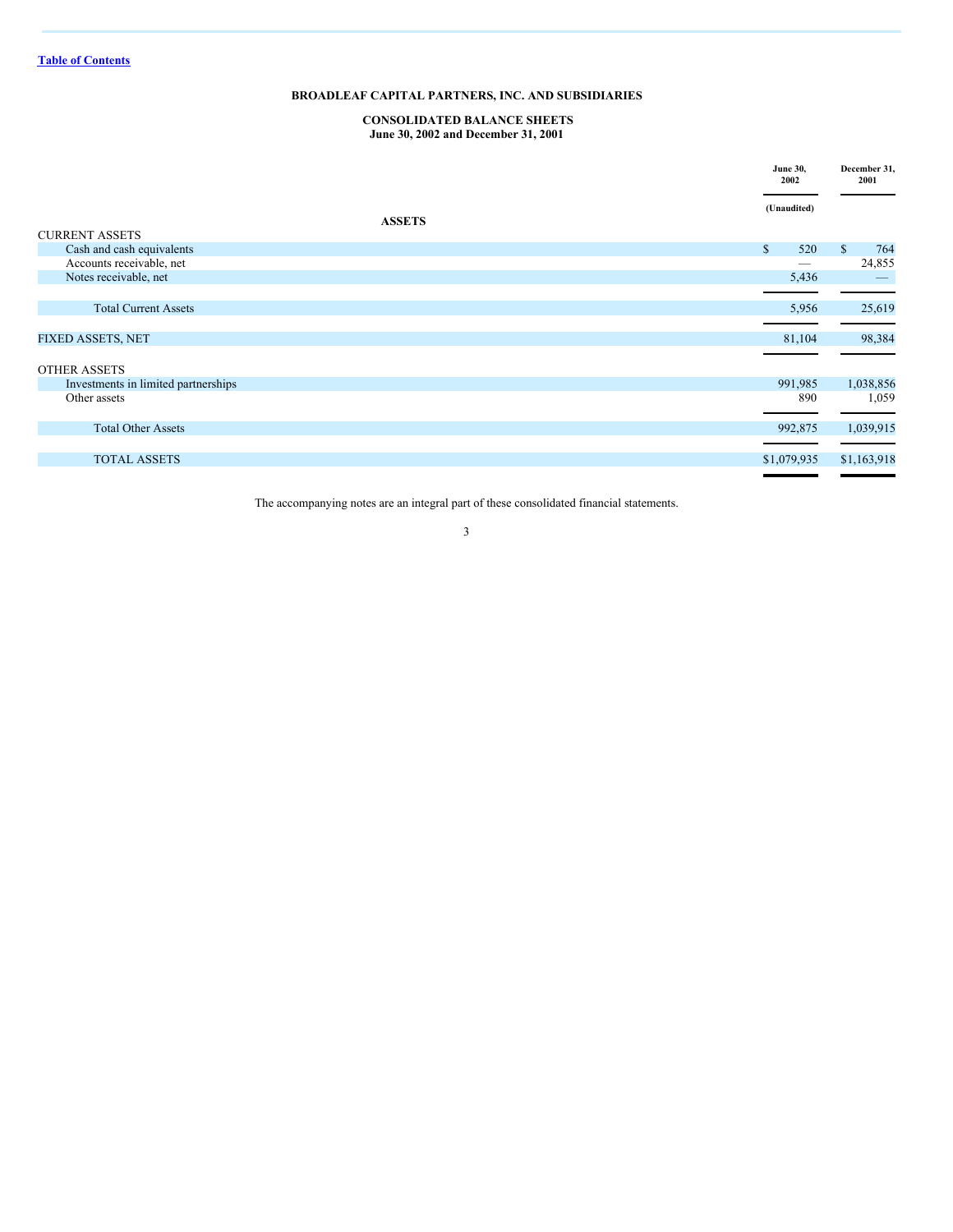[Table of Contents](#)

## BROADLEAF CAPITAL PARTNERS, INC. AND SUBSIDIARIES

### CONSOLIDATED BALANCE SHEETS
**June 30, 2002 and December 31, 2001**

| | June 30, 2002 (Unaudited) | December 31, 2001 |
|---|---|---|
| **ASSETS** | | |
| CURRENT ASSETS | | |
| Cash and cash equivalents | $ 520 | $ 764 |
| Accounts receivable, net | — | 24,855 |
| Notes receivable, net | 5,436 | — |
| Total Current Assets | 5,956 | 25,619 |
| FIXED ASSETS, NET | 81,104 | 98,384 |
| OTHER ASSETS | | |
| Investments in limited partnerships | 991,985 | 1,038,856 |
| Other assets | 890 | 1,059 |
| Total Other Assets | 992,875 | 1,039,915 |
| TOTAL ASSETS | $1,079,935 | $1,163,918 |

The accompanying notes are an integral part of these consolidated financial statements.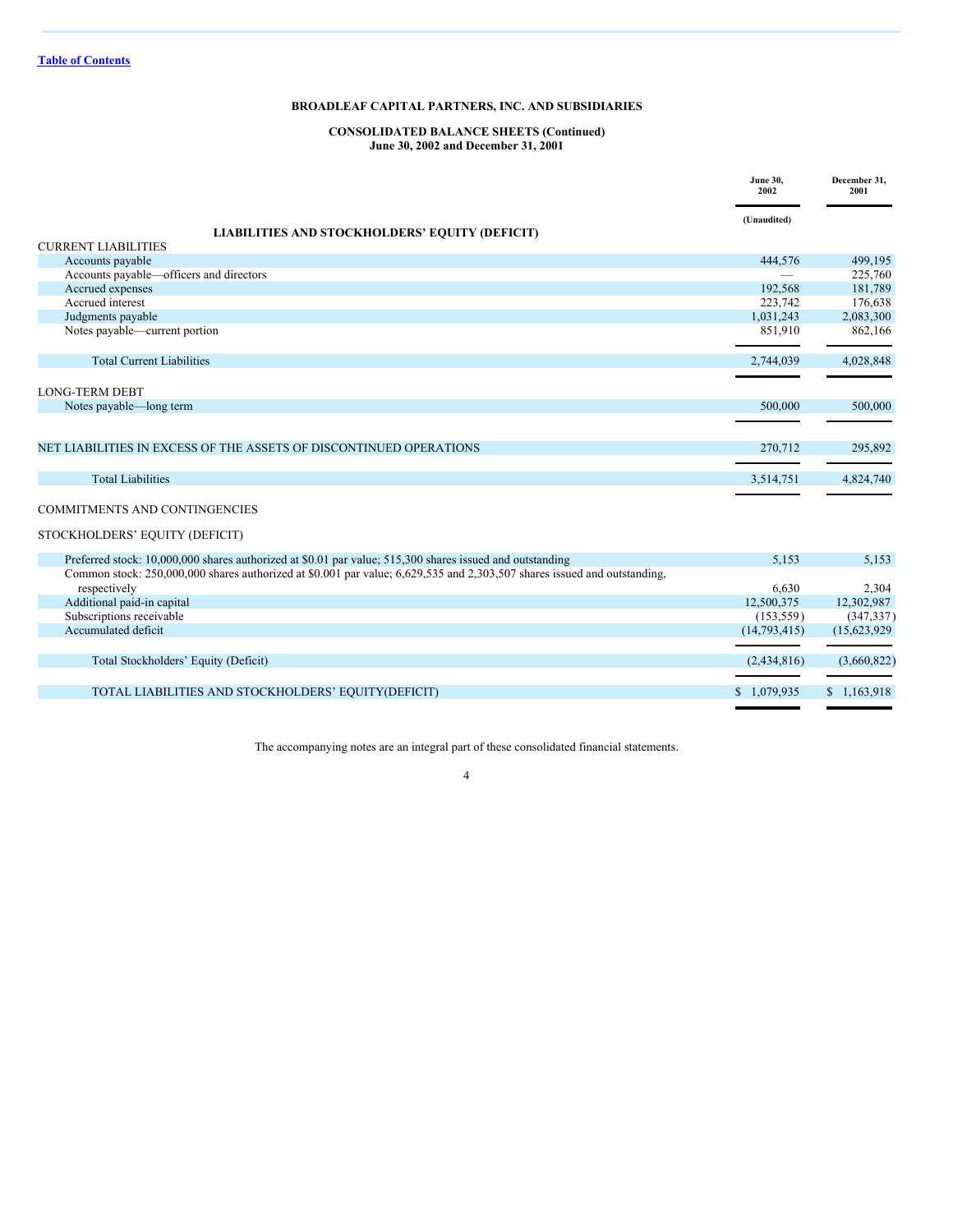[Table of Contents](#)

**BROADLEAF CAPITAL PARTNERS, INC. AND SUBSIDIARIES**

**CONSOLIDATED BALANCE SHEETS (Continued)**
**June 30, 2002 and December 31, 2001**

| | June 30, 2002 | December 31, 2001 |
|---|---|---|
| | (Unaudited) | |
| **LIABILITIES AND STOCKHOLDERS' EQUITY (DEFICIT)** | | |
| CURRENT LIABILITIES | | |
| Accounts payable | 444,576 | 499,195 |
| Accounts payable—officers and directors | — | 225,760 |
| Accrued expenses | 192,568 | 181,789 |
| Accrued interest | 223,742 | 176,638 |
| Judgments payable | 1,031,243 | 2,083,300 |
| Notes payable—current portion | 851,910 | 862,166 |
| Total Current Liabilities | 2,744,039 | 4,028,848 |
| LONG-TERM DEBT | | |
| Notes payable—long term | 500,000 | 500,000 |
| NET LIABILITIES IN EXCESS OF THE ASSETS OF DISCONTINUED OPERATIONS | 270,712 | 295,892 |
| Total Liabilities | 3,514,751 | 4,824,740 |
| COMMITMENTS AND CONTINGENCIES | | |
| STOCKHOLDERS' EQUITY (DEFICIT) | | |
| Preferred stock: 10,000,000 shares authorized at $0.01 par value; 515,300 shares issued and outstanding | 5,153 | 5,153 |
| Common stock: 250,000,000 shares authorized at $0.001 par value; 6,629,535 and 2,303,507 shares issued and outstanding, respectively | 6,630 | 2,304 |
| Additional paid-in capital | 12,500,375 | 12,302,987 |
| Subscriptions receivable | (153,559) | (347,337) |
| Accumulated deficit | (14,793,415) | (15,623,929 |
| Total Stockholders' Equity (Deficit) | (2,434,816) | (3,660,822) |
| TOTAL LIABILITIES AND STOCKHOLDERS' EQUITY(DEFICIT) | $ 1,079,935 | $ 1,163,918 |

The accompanying notes are an integral part of these consolidated financial statements.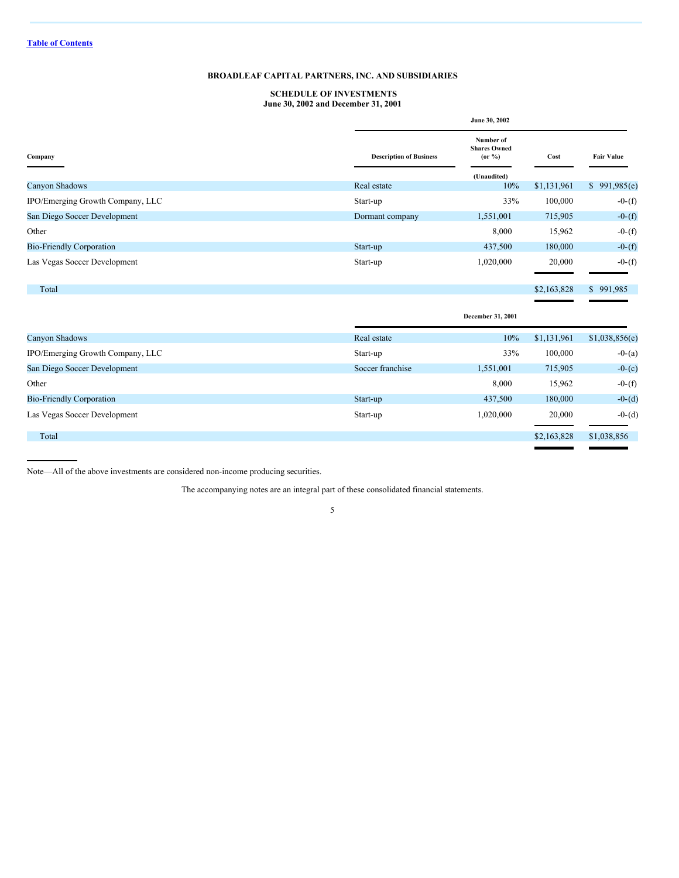[Table of Contents](#)

# BROADLEAF CAPITAL PARTNERS, INC. AND SUBSIDIARIES

## SCHEDULE OF INVESTMENTS
**June 30, 2002 and December 31, 2001**

| Company | Description of Business | June 30, 2002 | | |
|---|---|---|---|---|
| | | **Number of Shares Owned (or %)** | **Cost** | **Fair Value** |
| | | **(Unaudited)** | | |
| Canyon Shadows | Real estate | 10% | $1,131,961 | $ 991,985(e) |
| IPO/Emerging Growth Company, LLC | Start-up | 33% | 100,000 | -0-(f) |
| San Diego Soccer Development | Dormant company | 1,551,001 | 715,905 | -0-(f) |
| Other | | 8,000 | 15,962 | -0-(f) |
| Bio-Friendly Corporation | Start-up | 437,500 | 180,000 | -0-(f) |
| Las Vegas Soccer Development | Start-up | 1,020,000 | 20,000 | -0-(f) |
| Total | | | $2,163,828 | $ 991,985 |

| Company | Description of Business | December 31, 2001 | | |
|---|---|---|---|---|
| | | **Number of Shares Owned (or %)** | **Cost** | **Fair Value** |
| Canyon Shadows | Real estate | 10% | $1,131,961 | $1,038,856(e) |
| IPO/Emerging Growth Company, LLC | Start-up | 33% | 100,000 | -0-(a) |
| San Diego Soccer Development | Soccer franchise | 1,551,001 | 715,905 | -0-(c) |
| Other | | 8,000 | 15,962 | -0-(f) |
| Bio-Friendly Corporation | Start-up | 437,500 | 180,000 | -0-(d) |
| Las Vegas Soccer Development | Start-up | 1,020,000 | 20,000 | -0-(d) |
| Total | | | $2,163,828 | $1,038,856 |

Note—All of the above investments are considered non-income producing securities.

The accompanying notes are an integral part of these consolidated financial statements.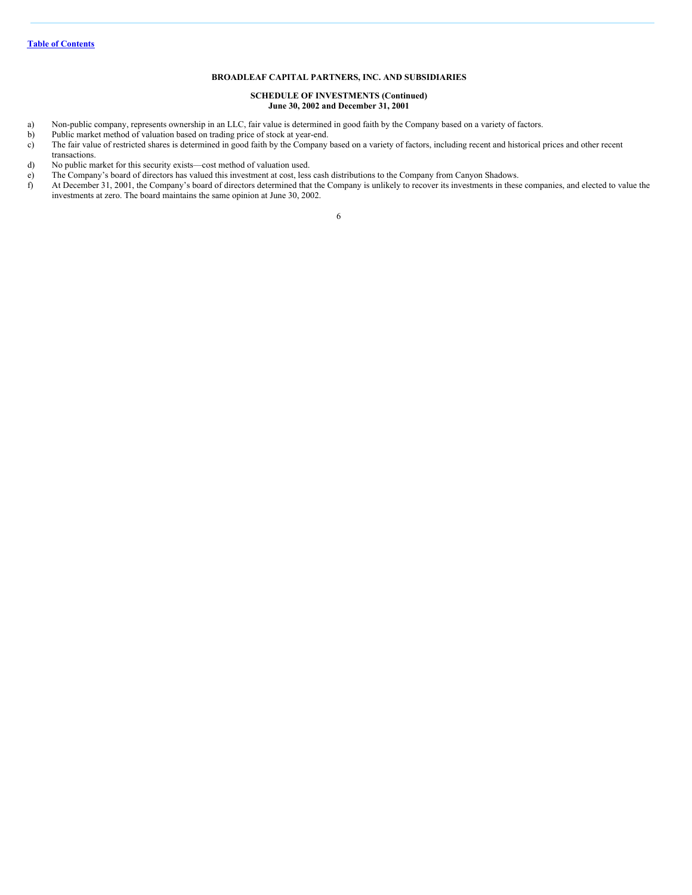**BROADLEAF CAPITAL PARTNERS, INC. AND SUBSIDIARIES**

**SCHEDULE OF INVESTMENTS (Continued)**
**June 30, 2002 and December 31, 2001**

a) Non-public company, represents ownership in an LLC, fair value is determined in good faith by the Company based on a variety of factors.
b) Public market method of valuation based on trading price of stock at year-end.
c) The fair value of restricted shares is determined in good faith by the Company based on a variety of factors, including recent and historical prices and other recent transactions.
d) No public market for this security exists—cost method of valuation used.
e) The Company's board of directors has valued this investment at cost, less cash distributions to the Company from Canyon Shadows.
f) At December 31, 2001, the Company's board of directors determined that the Company is unlikely to recover its investments in these companies, and elected to value the investments at zero. The board maintains the same opinion at June 30, 2002.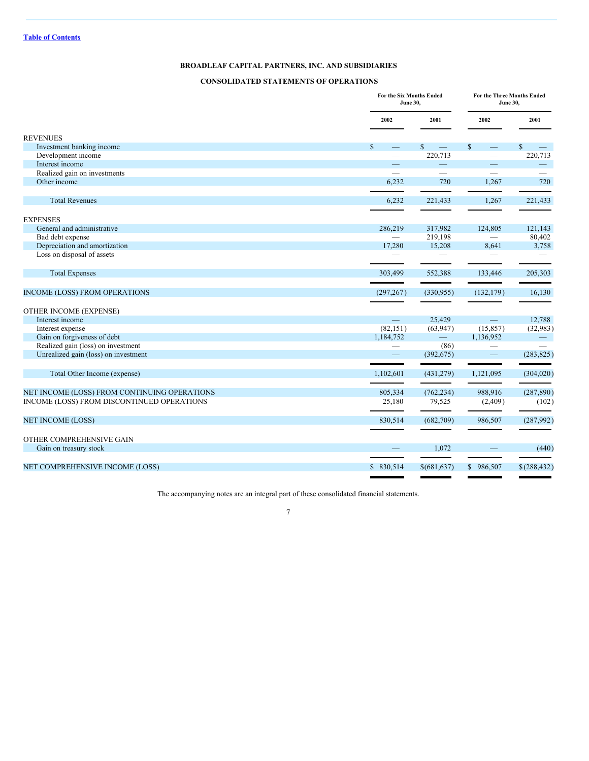[Table of Contents]

**BROADLEAF CAPITAL PARTNERS, INC. AND SUBSIDIARIES**

**CONSOLIDATED STATEMENTS OF OPERATIONS**

| | For the Six Months Ended June 30, | | For the Three Months Ended June 30, | |
|---|---|---|---|---|
| | 2002 | 2001 | 2002 | 2001 |
| REVENUES | | | | |
| Investment banking income | $ — | $ — | $ — | $ — |
| Development income | — | 220,713 | — | 220,713 |
| Interest income | — | — | — | — |
| Realized gain on investments | — | — | — | — |
| Other income | 6,232 | 720 | 1,267 | 720 |
| Total Revenues | 6,232 | 221,433 | 1,267 | 221,433 |
| EXPENSES | | | | |
| General and administrative | 286,219 | 317,982 | 124,805 | 121,143 |
| Bad debt expense | — | 219,198 | — | 80,402 |
| Depreciation and amortization | 17,280 | 15,208 | 8,641 | 3,758 |
| Loss on disposal of assets | — | — | — | — |
| Total Expenses | 303,499 | 552,388 | 133,446 | 205,303 |
| INCOME (LOSS) FROM OPERATIONS | (297,267) | (330,955) | (132,179) | 16,130 |
| OTHER INCOME (EXPENSE) | | | | |
| Interest income | — | 25,429 | — | 12,788 |
| Interest expense | (82,151) | (63,947) | (15,857) | (32,983) |
| Gain on forgiveness of debt | 1,184,752 | — | 1,136,952 | — |
| Realized gain (loss) on investment | — | (86) | — | — |
| Unrealized gain (loss) on investment | — | (392,675) | — | (283,825) |
| Total Other Income (expense) | 1,102,601 | (431,279) | 1,121,095 | (304,020) |
| NET INCOME (LOSS) FROM CONTINUING OPERATIONS | 805,334 | (762,234) | 988,916 | (287,890) |
| INCOME (LOSS) FROM DISCONTINUED OPERATIONS | 25,180 | 79,525 | (2,409) | (102) |
| NET INCOME (LOSS) | 830,514 | (682,709) | 986,507 | (287,992) |
| OTHER COMPREHENSIVE GAIN | | | | |
| Gain on treasury stock | — | 1,072 | — | (440) |
| NET COMPREHENSIVE INCOME (LOSS) | $ 830,514 | $(681,637) | $ 986,507 | $(288,432) |

The accompanying notes are an integral part of these consolidated financial statements.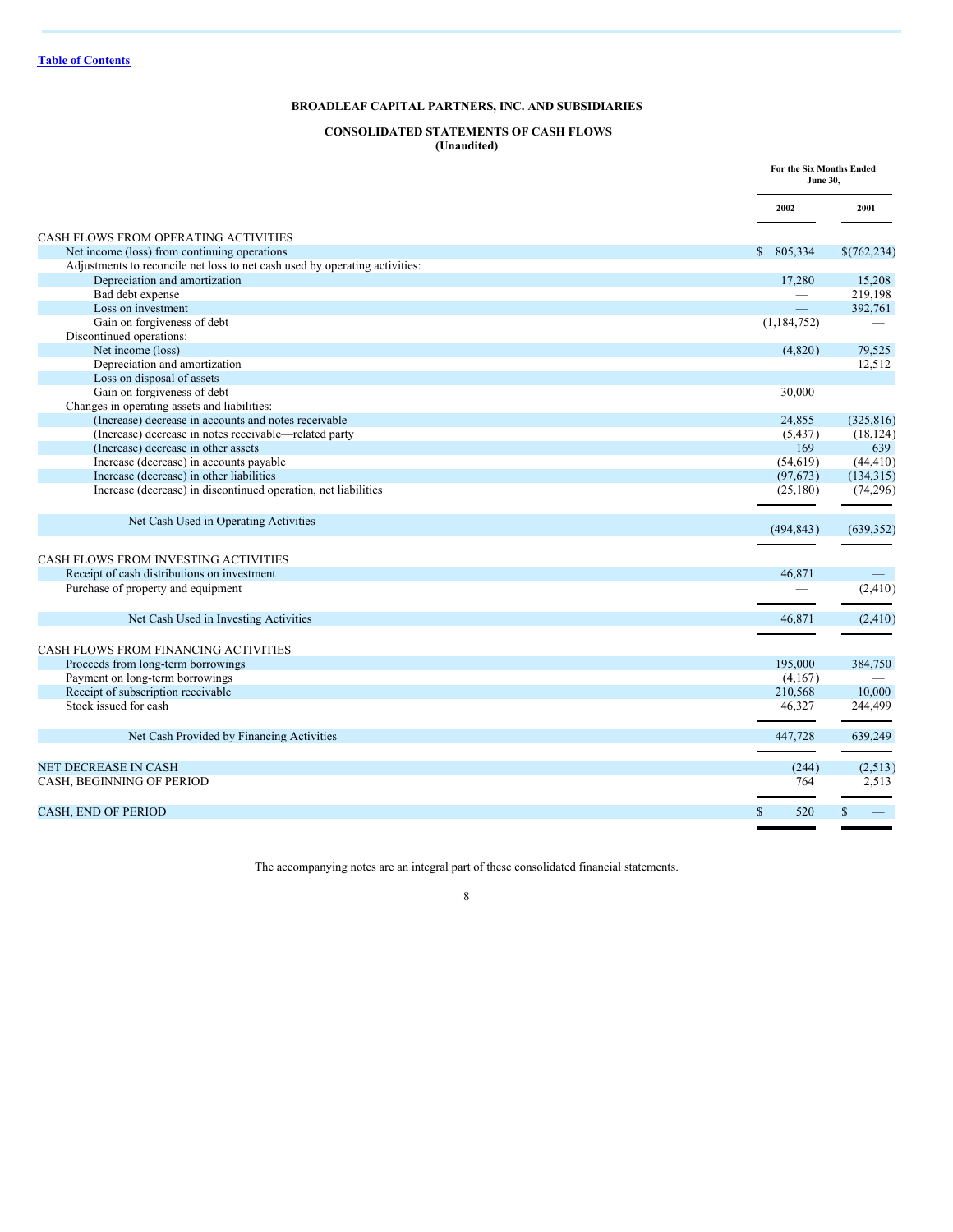# BROADLEAF CAPITAL PARTNERS, INC. AND SUBSIDIARIES

## CONSOLIDATED STATEMENTS OF CASH FLOWS
**(Unaudited)**

| | For the Six Months Ended June 30, | |
|---|---|---|
| | **2002** | **2001** |
| CASH FLOWS FROM OPERATING ACTIVITIES | | |
| Net income (loss) from continuing operations | $ 805,334 | $(762,234) |
| Adjustments to reconcile net loss to net cash used by operating activities: | | |
| Depreciation and amortization | 17,280 | 15,208 |
| Bad debt expense | — | 219,198 |
| Loss on investment | — | 392,761 |
| Gain on forgiveness of debt | (1,184,752) | — |
| Discontinued operations: | | |
| Net income (loss) | (4,820) | 79,525 |
| Depreciation and amortization | — | 12,512 |
| Loss on disposal of assets | | — |
| Gain on forgiveness of debt | 30,000 | — |
| Changes in operating assets and liabilities: | | |
| (Increase) decrease in accounts and notes receivable | 24,855 | (325,816) |
| (Increase) decrease in notes receivable—related party | (5,437) | (18,124) |
| (Increase) decrease in other assets | 169 | 639 |
| Increase (decrease) in accounts payable | (54,619) | (44,410) |
| Increase (decrease) in other liabilities | (97,673) | (134,315) |
| Increase (decrease) in discontinued operation, net liabilities | (25,180) | (74,296) |
| Net Cash Used in Operating Activities | (494,843) | (639,352) |
| CASH FLOWS FROM INVESTING ACTIVITIES | | |
| Receipt of cash distributions on investment | 46,871 | — |
| Purchase of property and equipment | — | (2,410) |
| Net Cash Used in Investing Activities | 46,871 | (2,410) |
| CASH FLOWS FROM FINANCING ACTIVITIES | | |
| Proceeds from long-term borrowings | 195,000 | 384,750 |
| Payment on long-term borrowings | (4,167) | — |
| Receipt of subscription receivable | 210,568 | 10,000 |
| Stock issued for cash | 46,327 | 244,499 |
| Net Cash Provided by Financing Activities | 447,728 | 639,249 |
| NET DECREASE IN CASH | (244) | (2,513) |
| CASH, BEGINNING OF PERIOD | 764 | 2,513 |
| CASH, END OF PERIOD | $ 520 | $ — |

The accompanying notes are an integral part of these consolidated financial statements.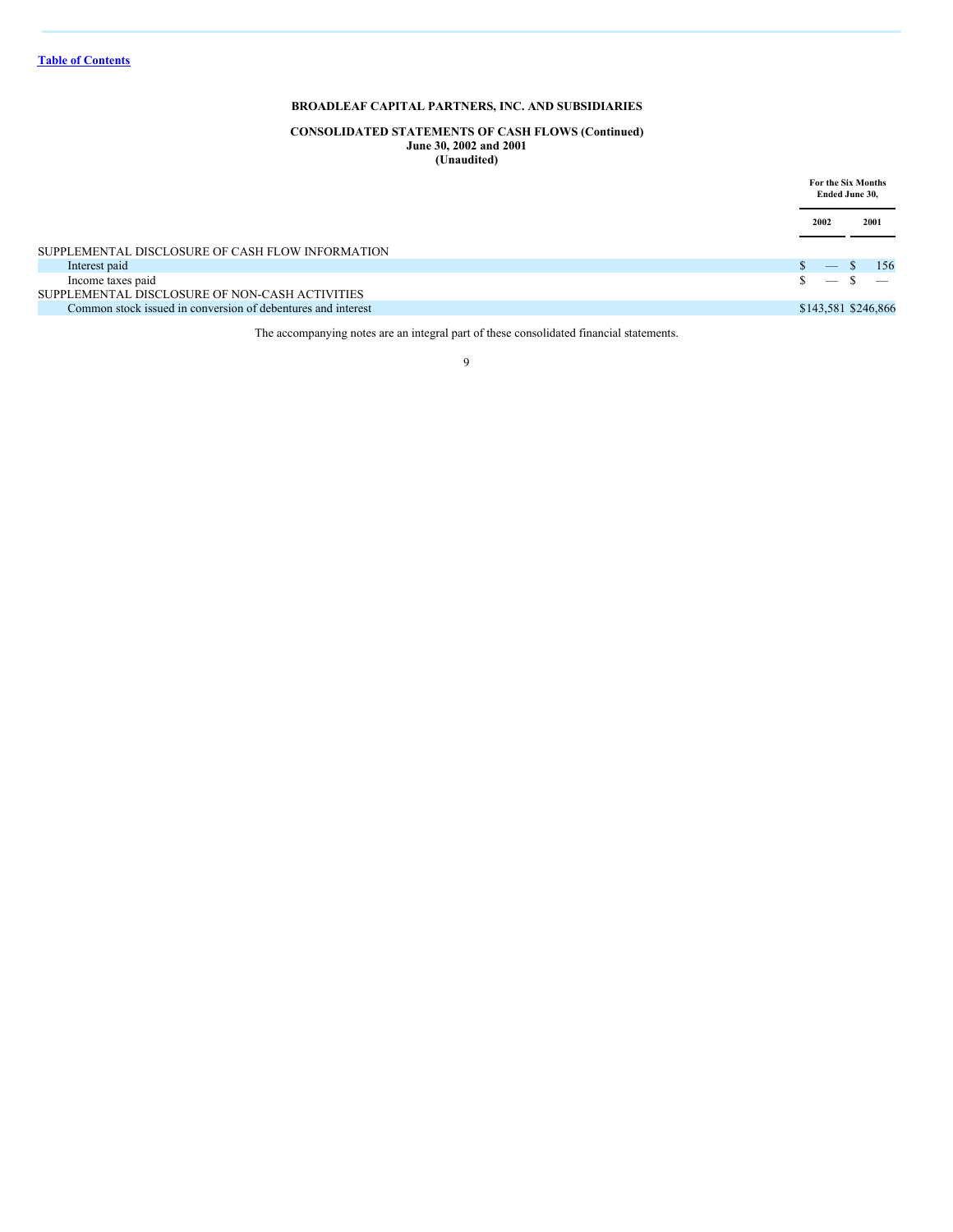**BROADLEAF CAPITAL PARTNERS, INC. AND SUBSIDIARIES**

**CONSOLIDATED STATEMENTS OF CASH FLOWS (Continued)**
**June 30, 2002 and 2001**
**(Unaudited)**

| | For the Six Months Ended June 30, | |
|---|---|---|
| | 2002 | 2001 |
| SUPPLEMENTAL DISCLOSURE OF CASH FLOW INFORMATION | | |
| Interest paid | $ — | $ 156 |
| Income taxes paid | $ — | $ — |
| SUPPLEMENTAL DISCLOSURE OF NON-CASH ACTIVITIES | | |
| Common stock issued in conversion of debentures and interest | $143,581 | $246,866 |

The accompanying notes are an integral part of these consolidated financial statements.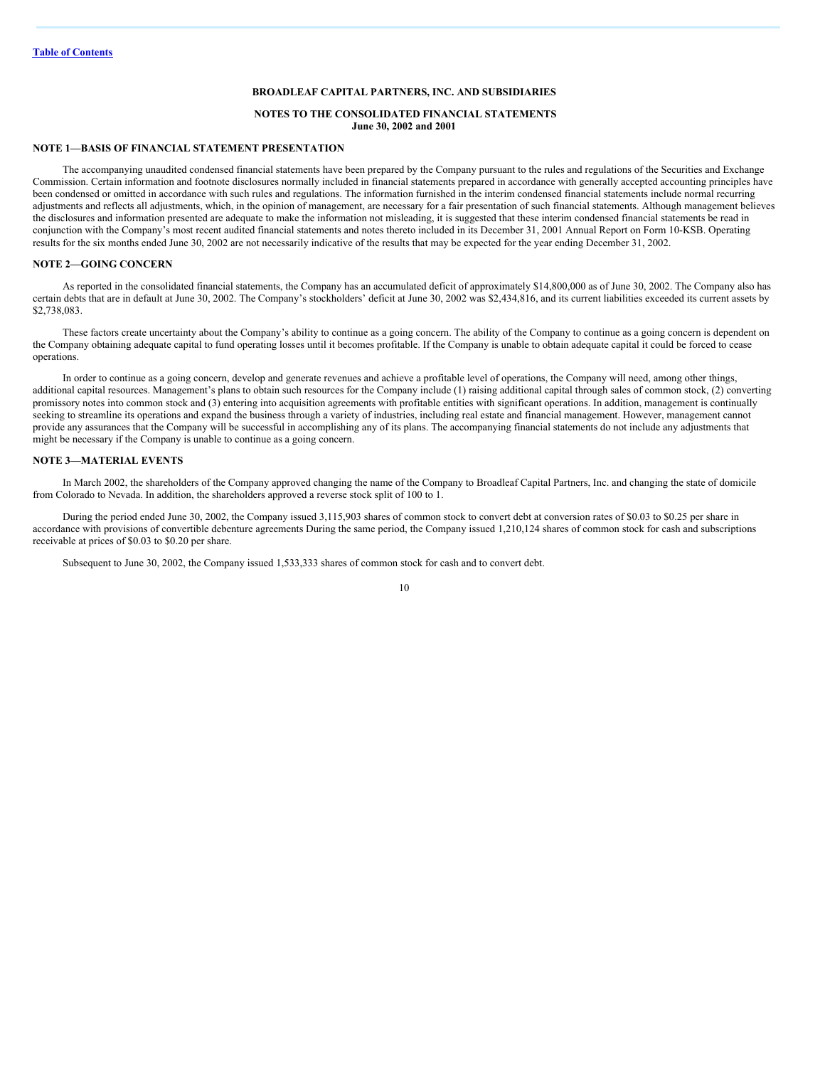[Table of Contents](#)

**BROADLEAF CAPITAL PARTNERS, INC. AND SUBSIDIARIES**

**NOTES TO THE CONSOLIDATED FINANCIAL STATEMENTS**
**June 30, 2002 and 2001**

**NOTE 1—BASIS OF FINANCIAL STATEMENT PRESENTATION**

The accompanying unaudited condensed financial statements have been prepared by the Company pursuant to the rules and regulations of the Securities and Exchange Commission. Certain information and footnote disclosures normally included in financial statements prepared in accordance with generally accepted accounting principles have been condensed or omitted in accordance with such rules and regulations. The information furnished in the interim condensed financial statements include normal recurring adjustments and reflects all adjustments, which, in the opinion of management, are necessary for a fair presentation of such financial statements. Although management believes the disclosures and information presented are adequate to make the information not misleading, it is suggested that these interim condensed financial statements be read in conjunction with the Company's most recent audited financial statements and notes thereto included in its December 31, 2001 Annual Report on Form 10-KSB. Operating results for the six months ended June 30, 2002 are not necessarily indicative of the results that may be expected for the year ending December 31, 2002.

**NOTE 2—GOING CONCERN**

As reported in the consolidated financial statements, the Company has an accumulated deficit of approximately $14,800,000 as of June 30, 2002. The Company also has certain debts that are in default at June 30, 2002. The Company's stockholders' deficit at June 30, 2002 was $2,434,816, and its current liabilities exceeded its current assets by $2,738,083.

These factors create uncertainty about the Company's ability to continue as a going concern. The ability of the Company to continue as a going concern is dependent on the Company obtaining adequate capital to fund operating losses until it becomes profitable. If the Company is unable to obtain adequate capital it could be forced to cease operations.

In order to continue as a going concern, develop and generate revenues and achieve a profitable level of operations, the Company will need, among other things, additional capital resources. Management's plans to obtain such resources for the Company include (1) raising additional capital through sales of common stock, (2) converting promissory notes into common stock and (3) entering into acquisition agreements with profitable entities with significant operations. In addition, management is continually seeking to streamline its operations and expand the business through a variety of industries, including real estate and financial management. However, management cannot provide any assurances that the Company will be successful in accomplishing any of its plans. The accompanying financial statements do not include any adjustments that might be necessary if the Company is unable to continue as a going concern.

**NOTE 3—MATERIAL EVENTS**

In March 2002, the shareholders of the Company approved changing the name of the Company to Broadleaf Capital Partners, Inc. and changing the state of domicile from Colorado to Nevada. In addition, the shareholders approved a reverse stock split of 100 to 1.

During the period ended June 30, 2002, the Company issued 3,115,903 shares of common stock to convert debt at conversion rates of $0.03 to $0.25 per share in accordance with provisions of convertible debenture agreements During the same period, the Company issued 1,210,124 shares of common stock for cash and subscriptions receivable at prices of $0.03 to $0.20 per share.

Subsequent to June 30, 2002, the Company issued 1,533,333 shares of common stock for cash and to convert debt.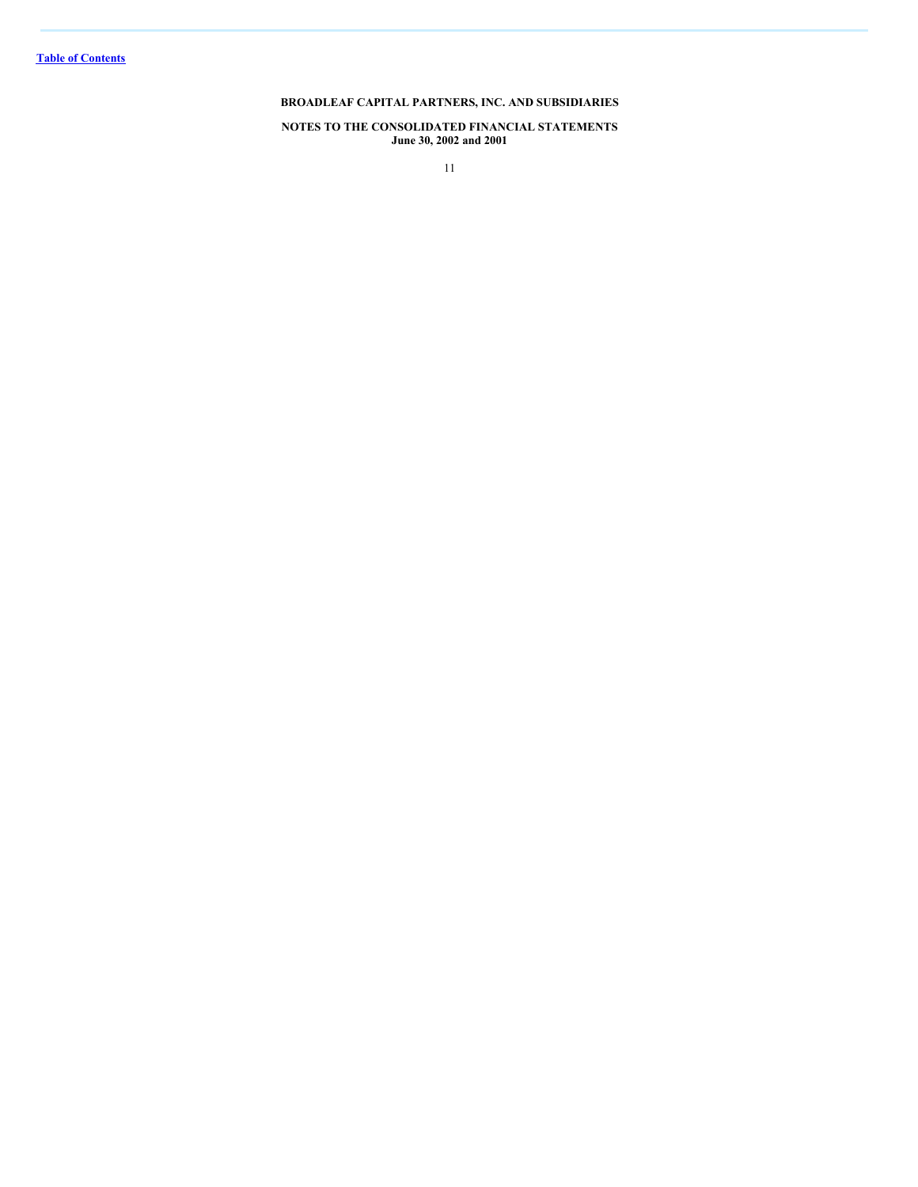[Table of Contents](#)

**BROADLEAF CAPITAL PARTNERS, INC. AND SUBSIDIARIES**

**NOTES TO THE CONSOLIDATED FINANCIAL STATEMENTS**
**June 30, 2002 and 2001**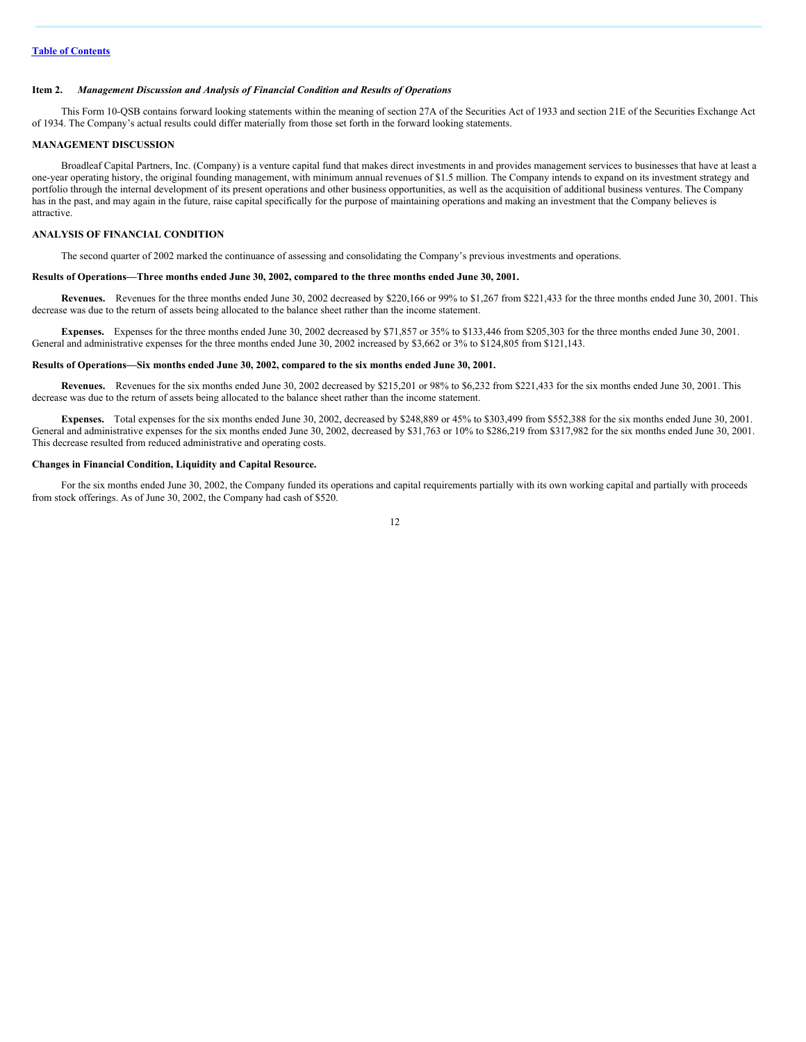[Table of Contents](#)

**Item 2.** ***Management Discussion and Analysis of Financial Condition and Results of Operations***

This Form 10-QSB contains forward looking statements within the meaning of section 27A of the Securities Act of 1933 and section 21E of the Securities Exchange Act of 1934. The Company's actual results could differ materially from those set forth in the forward looking statements.

## MANAGEMENT DISCUSSION

Broadleaf Capital Partners, Inc. (Company) is a venture capital fund that makes direct investments in and provides management services to businesses that have at least a one-year operating history, the original founding management, with minimum annual revenues of $1.5 million. The Company intends to expand on its investment strategy and portfolio through the internal development of its present operations and other business opportunities, as well as the acquisition of additional business ventures. The Company has in the past, and may again in the future, raise capital specifically for the purpose of maintaining operations and making an investment that the Company believes is attractive.

## ANALYSIS OF FINANCIAL CONDITION

The second quarter of 2002 marked the continuance of assessing and consolidating the Company's previous investments and operations.

### Results of Operations—Three months ended June 30, 2002, compared to the three months ended June 30, 2001.

**Revenues.** Revenues for the three months ended June 30, 2002 decreased by $220,166 or 99% to $1,267 from $221,433 for the three months ended June 30, 2001. This decrease was due to the return of assets being allocated to the balance sheet rather than the income statement.

**Expenses.** Expenses for the three months ended June 30, 2002 decreased by $71,857 or 35% to $133,446 from $205,303 for the three months ended June 30, 2001. General and administrative expenses for the three months ended June 30, 2002 increased by $3,662 or 3% to $124,805 from $121,143.

### Results of Operations—Six months ended June 30, 2002, compared to the six months ended June 30, 2001.

**Revenues.** Revenues for the six months ended June 30, 2002 decreased by $215,201 or 98% to $6,232 from $221,433 for the six months ended June 30, 2001. This decrease was due to the return of assets being allocated to the balance sheet rather than the income statement.

**Expenses.** Total expenses for the six months ended June 30, 2002, decreased by $248,889 or 45% to $303,499 from $552,388 for the six months ended June 30, 2001. General and administrative expenses for the six months ended June 30, 2002, decreased by $31,763 or 10% to $286,219 from $317,982 for the six months ended June 30, 2001. This decrease resulted from reduced administrative and operating costs.

### Changes in Financial Condition, Liquidity and Capital Resource.

For the six months ended June 30, 2002, the Company funded its operations and capital requirements partially with its own working capital and partially with proceeds from stock offerings. As of June 30, 2002, the Company had cash of $520.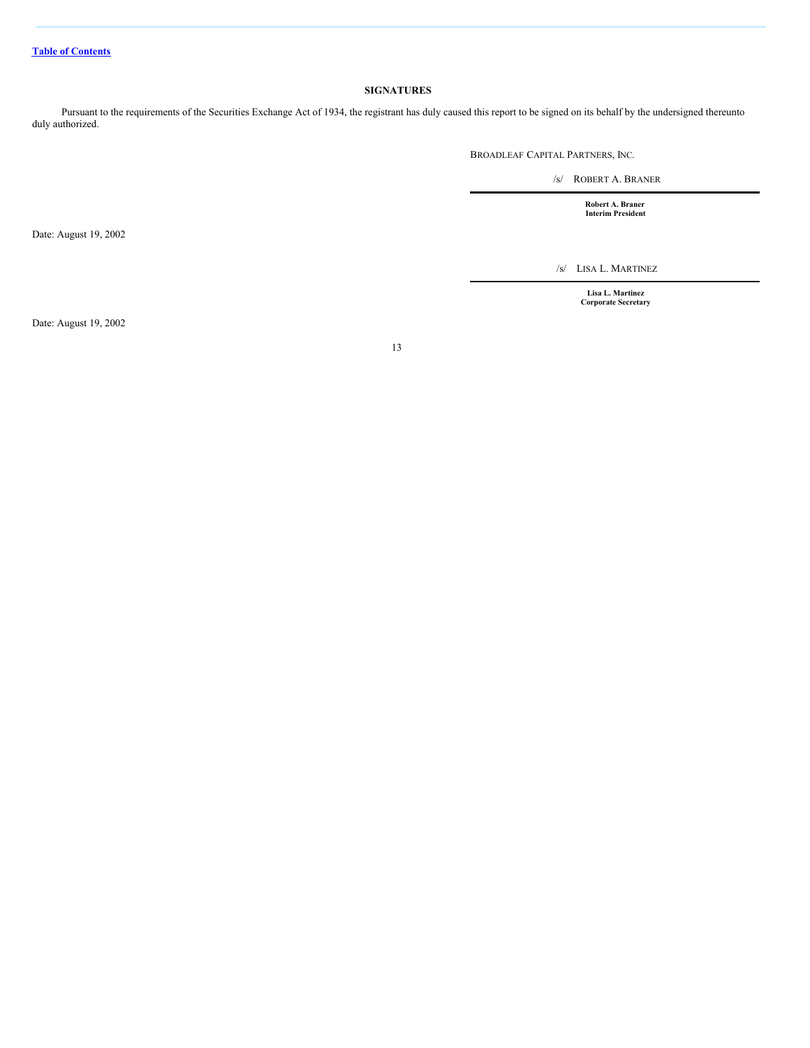[Table of Contents](#)

## SIGNATURES

Pursuant to the requirements of the Securities Exchange Act of 1934, the registrant has duly caused this report to be signed on its behalf by the undersigned thereunto duly authorized.

BROADLEAF CAPITAL PARTNERS, INC.

/s/ ROBERT A. BRANER

**Robert A. Braner**
**Interim President**

Date: August 19, 2002

/s/ LISA L. MARTINEZ

**Lisa L. Martinez**
**Corporate Secretary**

Date: August 19, 2002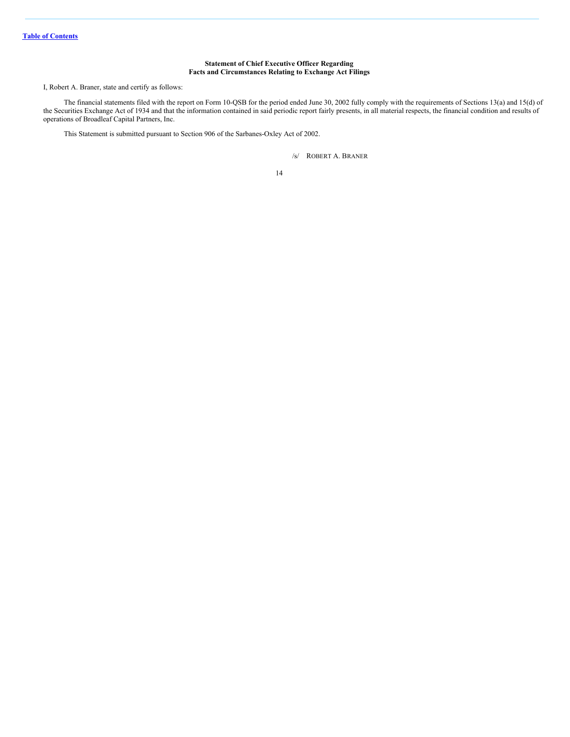[Table of Contents](#)

**Statement of Chief Executive Officer Regarding**
**Facts and Circumstances Relating to Exchange Act Filings**

I, Robert A. Braner, state and certify as follows:

The financial statements filed with the report on Form 10-QSB for the period ended June 30, 2002 fully comply with the requirements of Sections 13(a) and 15(d) of the Securities Exchange Act of 1934 and that the information contained in said periodic report fairly presents, in all material respects, the financial condition and results of operations of Broadleaf Capital Partners, Inc.

This Statement is submitted pursuant to Section 906 of the Sarbanes-Oxley Act of 2002.

/s/ ROBERT A. BRANER